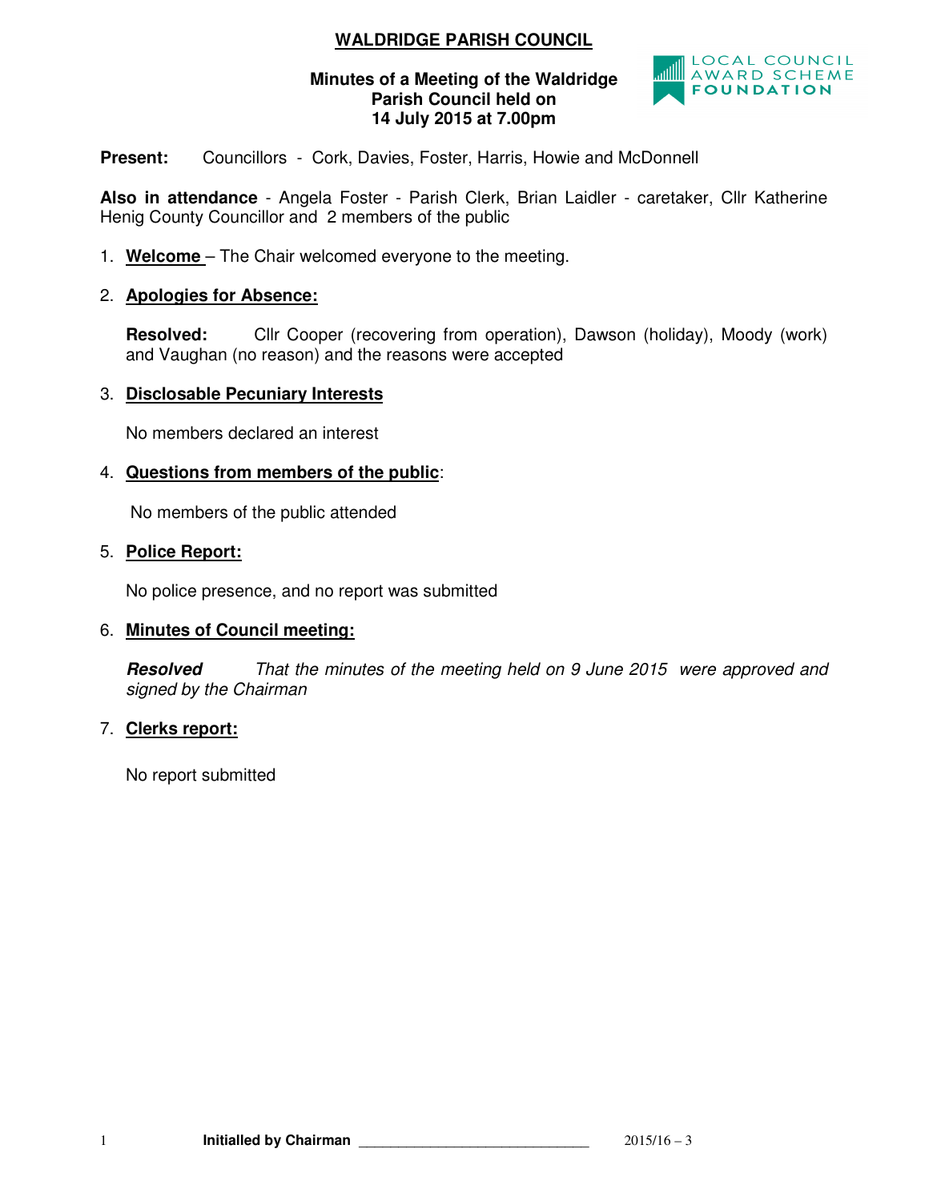# WALDRIDGE PARISH COUNCIL

**Minutes of a Meeting of the Waldridge Parish Council held on 14 July 2015 at 7.00pm**

LOCAL COUNCIL AWARD SCHEME FOUNDATION

**Present:** Councillors - Cork, Davies, Foster, Harris, Howie and McDonnell

**Also in attendance** - Angela Foster - Parish Clerk, Brian Laidler - caretaker, Cllr Katherine Henig County Councillor and 2 members of the public

1. **Welcome** – The Chair welcomed everyone to the meeting.

2. **Apologies for Absence:**

   **Resolved:** Cllr Cooper (recovering from operation), Dawson (holiday), Moody (work) and Vaughan (no reason) and the reasons were accepted

3. **Disclosable Pecuniary Interests**

   No members declared an interest

4. **Questions from members of the public:**

   No members of the public attended

5. **Police Report:**

   No police presence, and no report was submitted

6. **Minutes of Council meeting:**

   ***Resolved*** *That the minutes of the meeting held on 9 June 2015 were approved and signed by the Chairman*

7. **Clerks report:**

   No report submitted

**Initialled by Chairman** ______________________________ 2015/16 – 3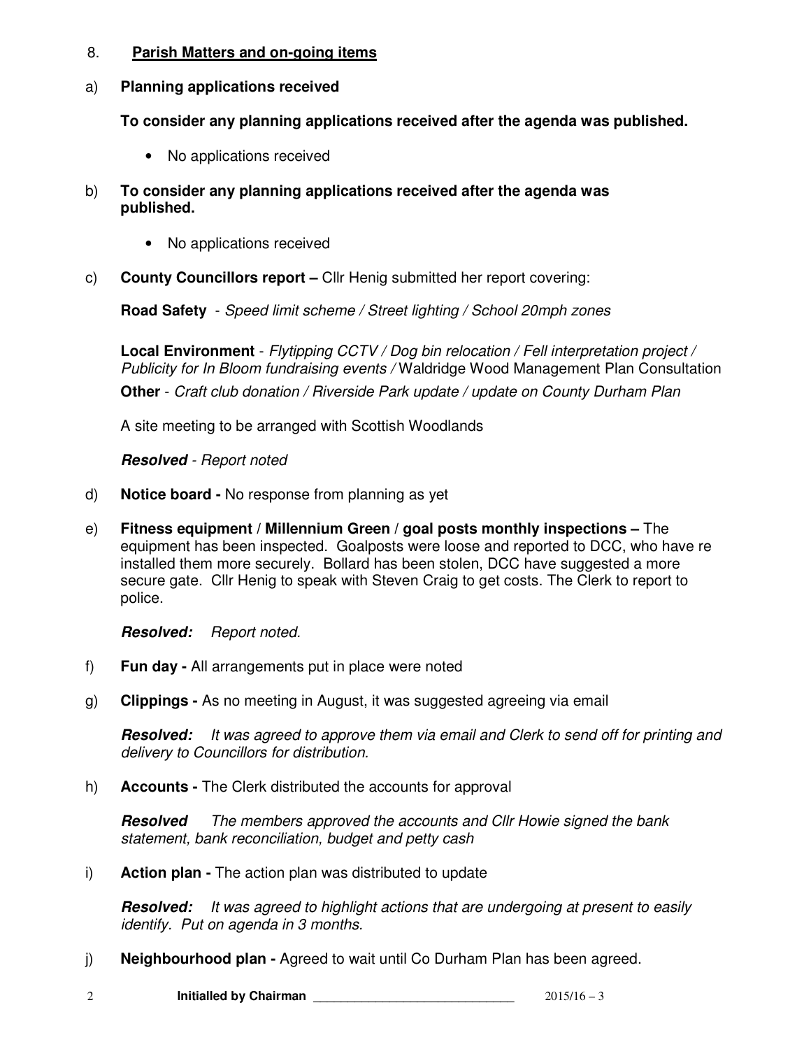8. **Parish Matters and on-going items**

a) **Planning applications received**

**To consider any planning applications received after the agenda was published.**

- No applications received

b) **To consider any planning applications received after the agenda was published.**

- No applications received

c) **County Councillors report –** Cllr Henig submitted her report covering:

**Road Safety** - *Speed limit scheme / Street lighting / School 20mph zones*

**Local Environment** - *Flytipping CCTV / Dog bin relocation / Fell interpretation project / Publicity for In Bloom fundraising events /* Waldridge Wood Management Plan Consultation

**Other** - *Craft club donation / Riverside Park update / update on County Durham Plan*

A site meeting to be arranged with Scottish Woodlands

***Resolved*** *- Report noted*

d) **Notice board -** No response from planning as yet

e) **Fitness equipment / Millennium Green / goal posts monthly inspections –** The equipment has been inspected. Goalposts were loose and reported to DCC, who have re installed them more securely. Bollard has been stolen, DCC have suggested a more secure gate. Cllr Henig to speak with Steven Craig to get costs. The Clerk to report to police.

***Resolved:*** *Report noted.*

f) **Fun day -** All arrangements put in place were noted

g) **Clippings -** As no meeting in August, it was suggested agreeing via email

***Resolved:*** *It was agreed to approve them via email and Clerk to send off for printing and delivery to Councillors for distribution.*

h) **Accounts -** The Clerk distributed the accounts for approval

***Resolved*** *The members approved the accounts and Cllr Howie signed the bank statement, bank reconciliation, budget and petty cash*

i) **Action plan -** The action plan was distributed to update

***Resolved:*** *It was agreed to highlight actions that are undergoing at present to easily identify. Put on agenda in 3 months.*

j) **Neighbourhood plan -** Agreed to wait until Co Durham Plan has been agreed.

**Initialled by Chairman** _____________________________ 2015/16 – 3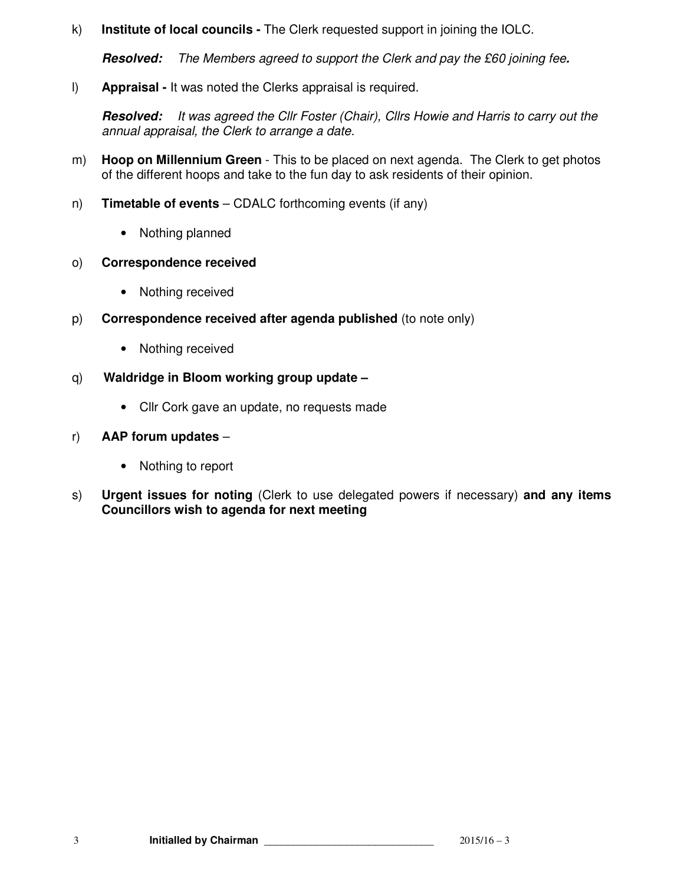k) **Institute of local councils -** The Clerk requested support in joining the IOLC.

   ***Resolved:*** *The Members agreed to support the Clerk and pay the £60 joining fee.*

l) **Appraisal -** It was noted the Clerks appraisal is required.

   ***Resolved:*** *It was agreed the Cllr Foster (Chair), Cllrs Howie and Harris to carry out the annual appraisal, the Clerk to arrange a date.*

m) **Hoop on Millennium Green** - This to be placed on next agenda. The Clerk to get photos of the different hoops and take to the fun day to ask residents of their opinion.

n) **Timetable of events** – CDALC forthcoming events (if any)

   - Nothing planned

o) **Correspondence received**

   - Nothing received

p) **Correspondence received after agenda published** (to note only)

   - Nothing received

q) **Waldridge in Bloom working group update –**

   - Cllr Cork gave an update, no requests made

r) **AAP forum updates** –

   - Nothing to report

s) **Urgent issues for noting** (Clerk to use delegated powers if necessary) **and any items Councillors wish to agenda for next meeting**

**Initialled by Chairman** ____________________________ 2015/16 – 3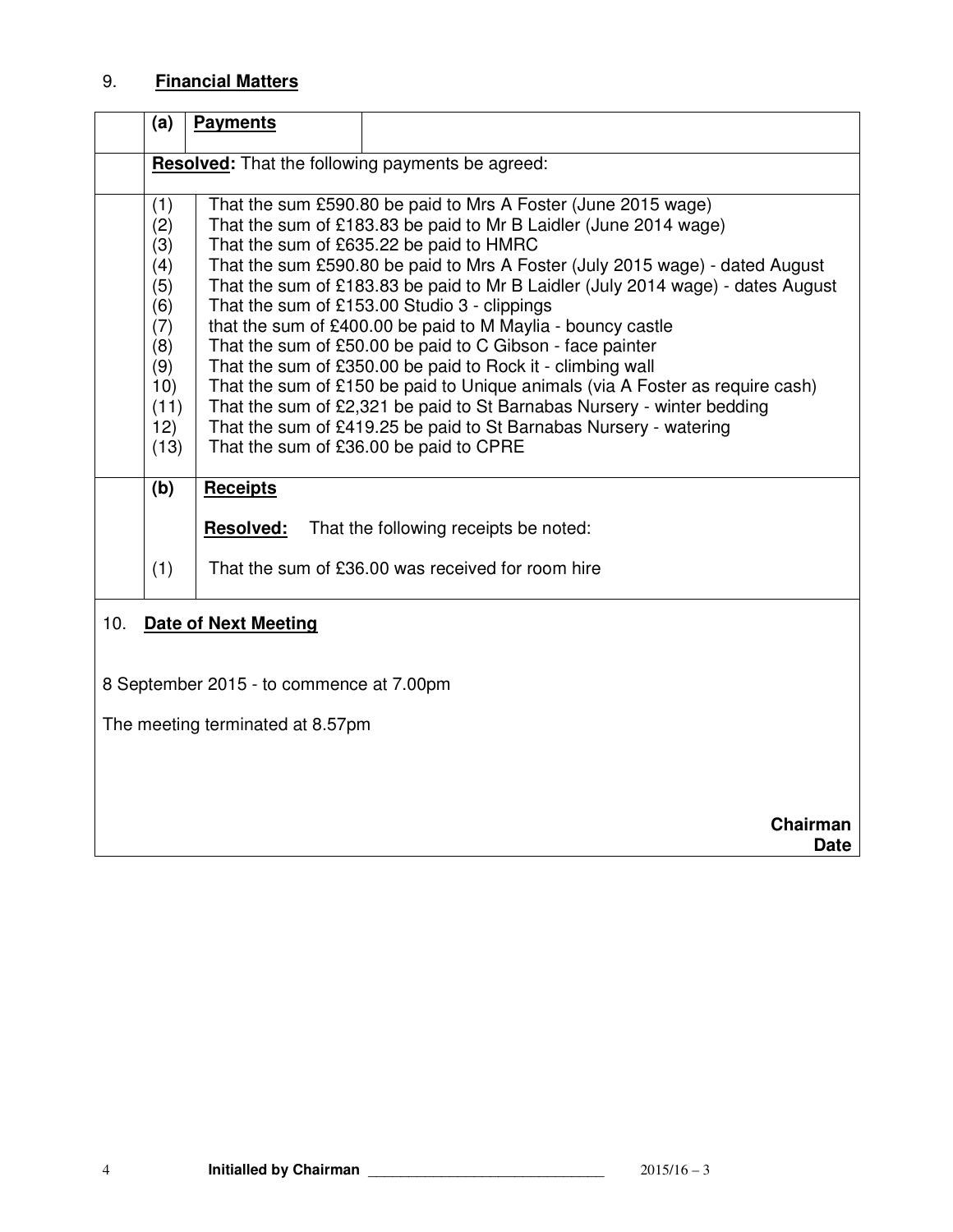## 9. Financial Matters

**(a) Payments**

**Resolved:** That the following payments be agreed:

| | |
|---|---|
| (1) | That the sum £590.80 be paid to Mrs A Foster (June 2015 wage) |
| (2) | That the sum of £183.83 be paid to Mr B Laidler (June 2014 wage) |
| (3) | That the sum of £635.22 be paid to HMRC |
| (4) | That the sum £590.80 be paid to Mrs A Foster (July 2015 wage) - dated August |
| (5) | That the sum of £183.83 be paid to Mr B Laidler (July 2014 wage) - dates August |
| (6) | That the sum of £153.00 Studio 3 - clippings |
| (7) | that the sum of £400.00 be paid to M Maylia - bouncy castle |
| (8) | That the sum of £50.00 be paid to C Gibson - face painter |
| (9) | That the sum of £350.00 be paid to Rock it - climbing wall |
| 10) | That the sum of £150 be paid to Unique animals (via A Foster as require cash) |
| (11) | That the sum of £2,321 be paid to St Barnabas Nursery - winter bedding |
| 12) | That the sum of £419.25 be paid to St Barnabas Nursery - watering |
| (13) | That the sum of £36.00 be paid to CPRE |

**(b) Receipts**

**Resolved:** That the following receipts be noted:

(1) That the sum of £36.00 was received for room hire

## 10. Date of Next Meeting

8 September 2015 - to commence at 7.00pm

The meeting terminated at 8.57pm

**Chairman**
**Date**

**Initialled by Chairman** ______________________________ 2015/16 – 3